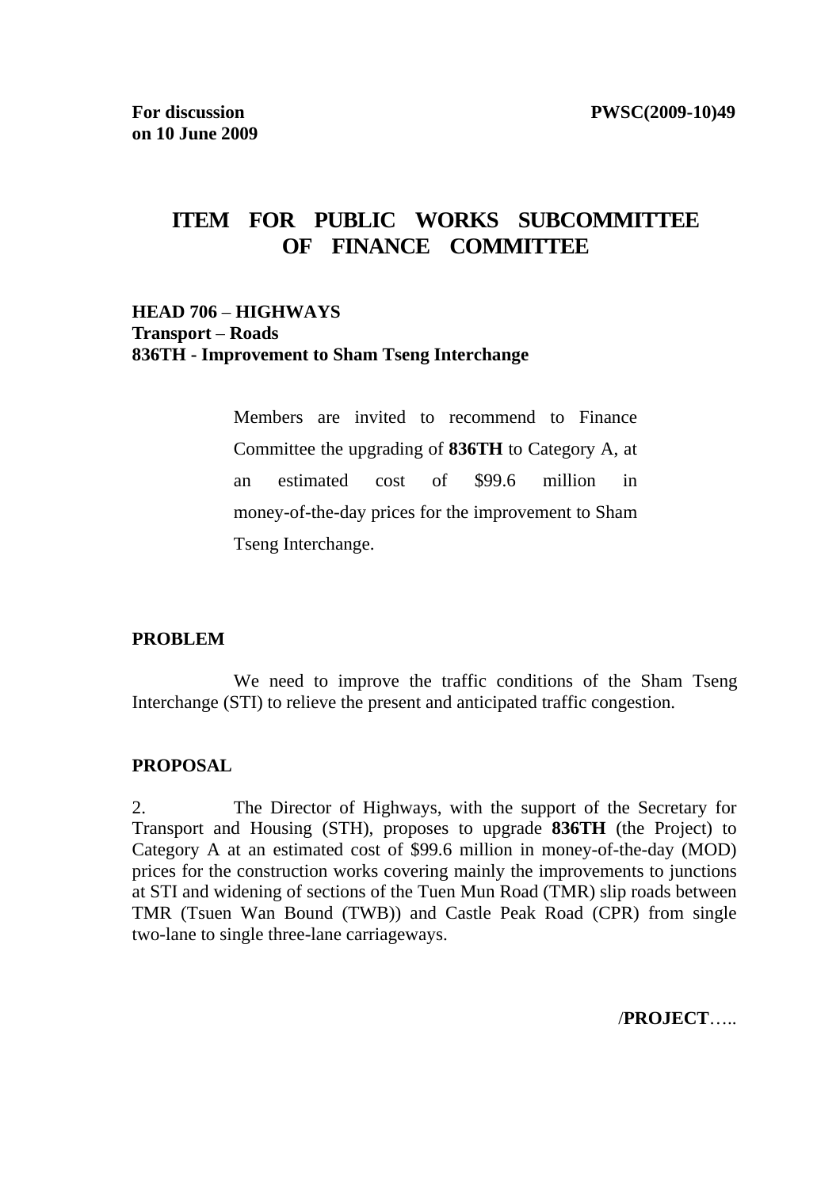**For discussion on 10 June 2009**

**PWSC(2009-10)49**

# ITEM FOR PUBLIC WORKS SUBCOMMITTEE OF FINANCE COMMITTEE

**HEAD 706 – HIGHWAYS**
**Transport – Roads**
**836TH - Improvement to Sham Tseng Interchange**

> Members are invited to recommend to Finance Committee the upgrading of **836TH** to Category A, at an estimated cost of $99.6 million in money-of-the-day prices for the improvement to Sham Tseng Interchange.

**PROBLEM**

We need to improve the traffic conditions of the Sham Tseng Interchange (STI) to relieve the present and anticipated traffic congestion.

**PROPOSAL**

2. The Director of Highways, with the support of the Secretary for Transport and Housing (STH), proposes to upgrade **836TH** (the Project) to Category A at an estimated cost of $99.6 million in money-of-the-day (MOD) prices for the construction works covering mainly the improvements to junctions at STI and widening of sections of the Tuen Mun Road (TMR) slip roads between TMR (Tsuen Wan Bound (TWB)) and Castle Peak Road (CPR) from single two-lane to single three-lane carriageways.

/**PROJECT**…..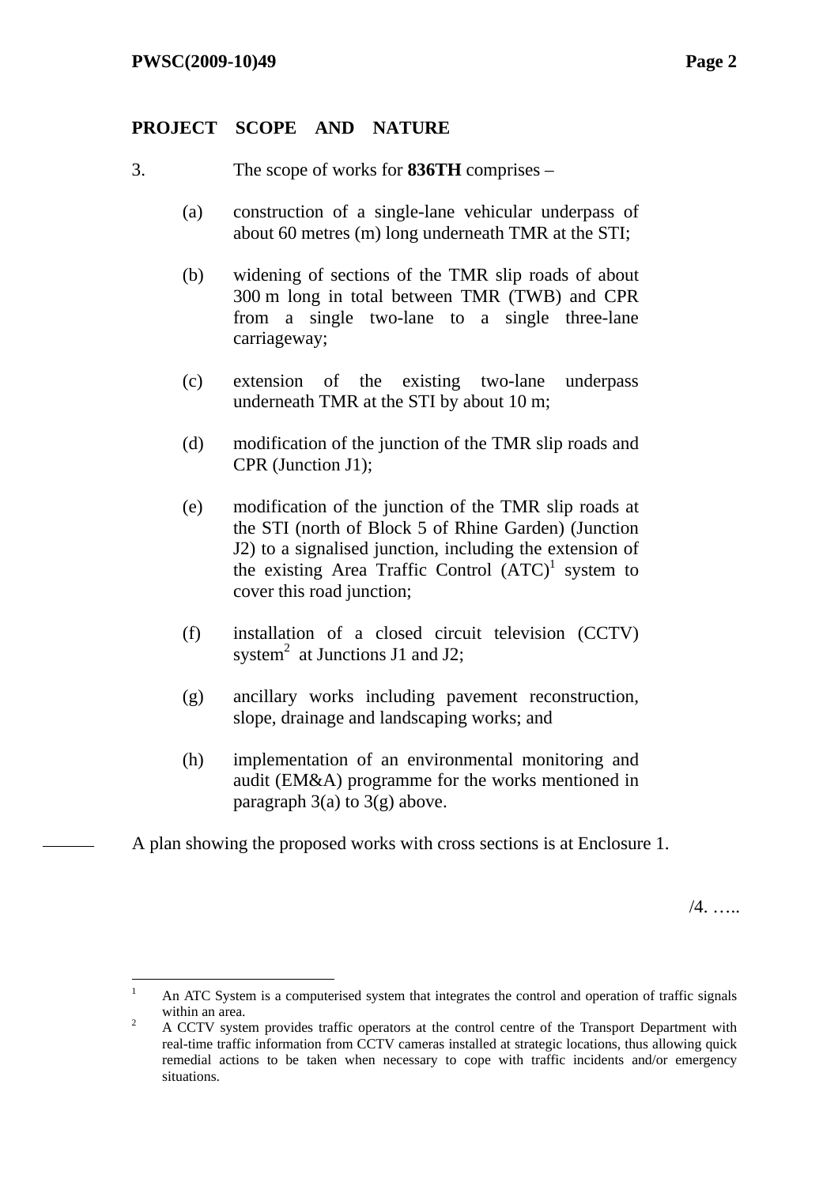## PROJECT SCOPE AND NATURE

3. The scope of works for **836TH** comprises –

(a) construction of a single-lane vehicular underpass of about 60 metres (m) long underneath TMR at the STI;

(b) widening of sections of the TMR slip roads of about 300 m long in total between TMR (TWB) and CPR from a single two-lane to a single three-lane carriageway;

(c) extension of the existing two-lane underpass underneath TMR at the STI by about 10 m;

(d) modification of the junction of the TMR slip roads and CPR (Junction J1);

(e) modification of the junction of the TMR slip roads at the STI (north of Block 5 of Rhine Garden) (Junction J2) to a signalised junction, including the extension of the existing Area Traffic Control (ATC)[1] system to cover this road junction;

(f) installation of a closed circuit television (CCTV) system[2] at Junctions J1 and J2;

(g) ancillary works including pavement reconstruction, slope, drainage and landscaping works; and

(h) implementation of an environmental monitoring and audit (EM&A) programme for the works mentioned in paragraph 3(a) to 3(g) above.

A plan showing the proposed works with cross sections is at Enclosure 1.

/4. …..

---

[1] An ATC System is a computerised system that integrates the control and operation of traffic signals within an area.

[2] A CCTV system provides traffic operators at the control centre of the Transport Department with real-time traffic information from CCTV cameras installed at strategic locations, thus allowing quick remedial actions to be taken when necessary to cope with traffic incidents and/or emergency situations.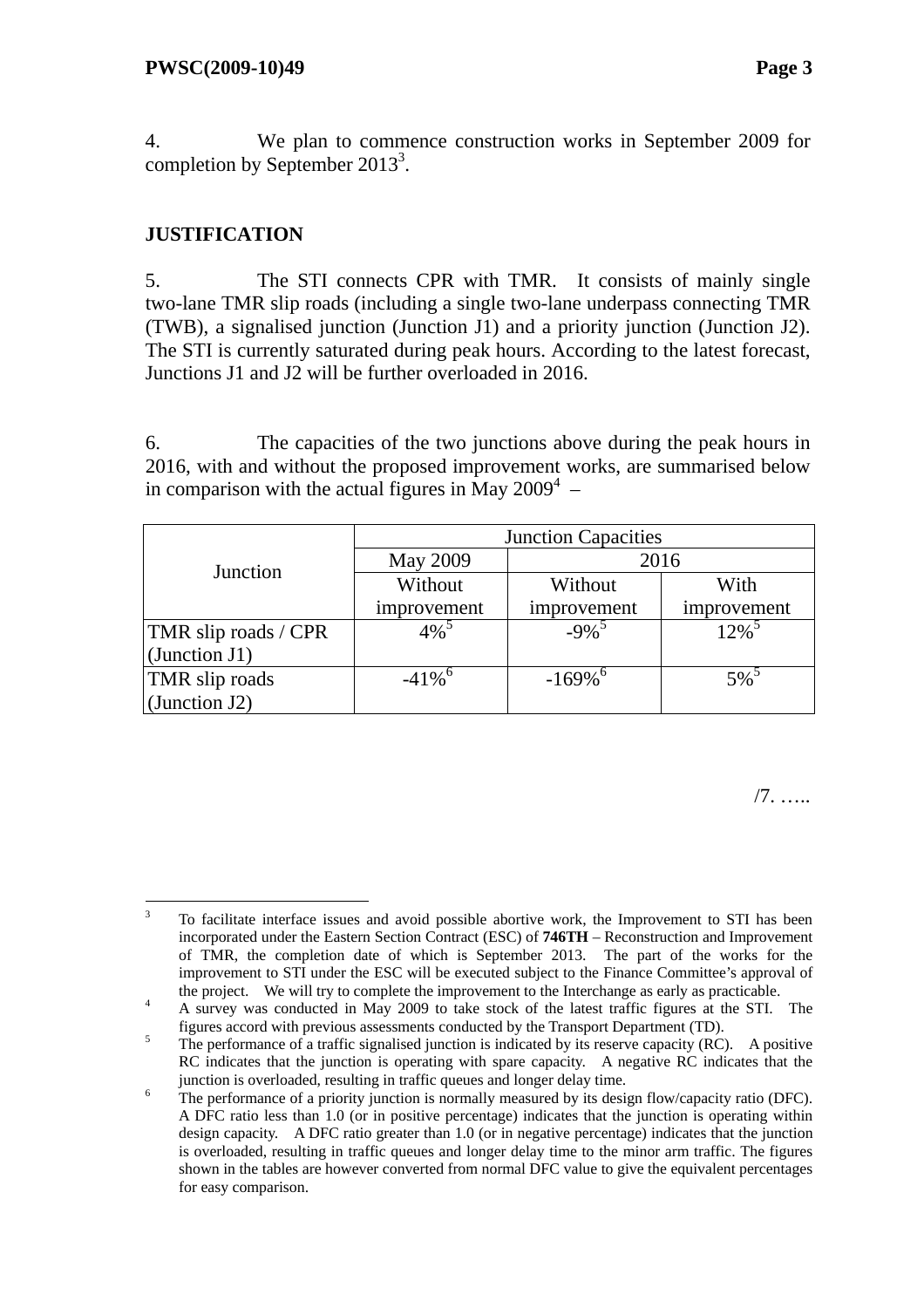4. We plan to commence construction works in September 2009 for completion by September 2013[3].

## JUSTIFICATION

5. The STI connects CPR with TMR. It consists of mainly single two-lane TMR slip roads (including a single two-lane underpass connecting TMR (TWB), a signalised junction (Junction J1) and a priority junction (Junction J2). The STI is currently saturated during peak hours. According to the latest forecast, Junctions J1 and J2 will be further overloaded in 2016.

6. The capacities of the two junctions above during the peak hours in 2016, with and without the proposed improvement works, are summarised below in comparison with the actual figures in May 2009[4] –

| Junction | Junction Capacities | | |
|---|---|---|---|
| | May 2009 | 2016 | |
| | Without improvement | Without improvement | With improvement |
| TMR slip roads / CPR (Junction J1) | 4%[5] | -9%[5] | 12%[5] |
| TMR slip roads (Junction J2) | -41%[6] | -169%[6] | 5%[5] |

/7. …..

---

[3] To facilitate interface issues and avoid possible abortive work, the Improvement to STI has been incorporated under the Eastern Section Contract (ESC) of **746TH** – Reconstruction and Improvement of TMR, the completion date of which is September 2013. The part of the works for the improvement to STI under the ESC will be executed subject to the Finance Committee's approval of the project. We will try to complete the improvement to the Interchange as early as practicable.

[4] A survey was conducted in May 2009 to take stock of the latest traffic figures at the STI. The figures accord with previous assessments conducted by the Transport Department (TD).

[5] The performance of a traffic signalised junction is indicated by its reserve capacity (RC). A positive RC indicates that the junction is operating with spare capacity. A negative RC indicates that the junction is overloaded, resulting in traffic queues and longer delay time.

[6] The performance of a priority junction is normally measured by its design flow/capacity ratio (DFC). A DFC ratio less than 1.0 (or in positive percentage) indicates that the junction is operating within design capacity. A DFC ratio greater than 1.0 (or in negative percentage) indicates that the junction is overloaded, resulting in traffic queues and longer delay time to the minor arm traffic. The figures shown in the tables are however converted from normal DFC value to give the equivalent percentages for easy comparison.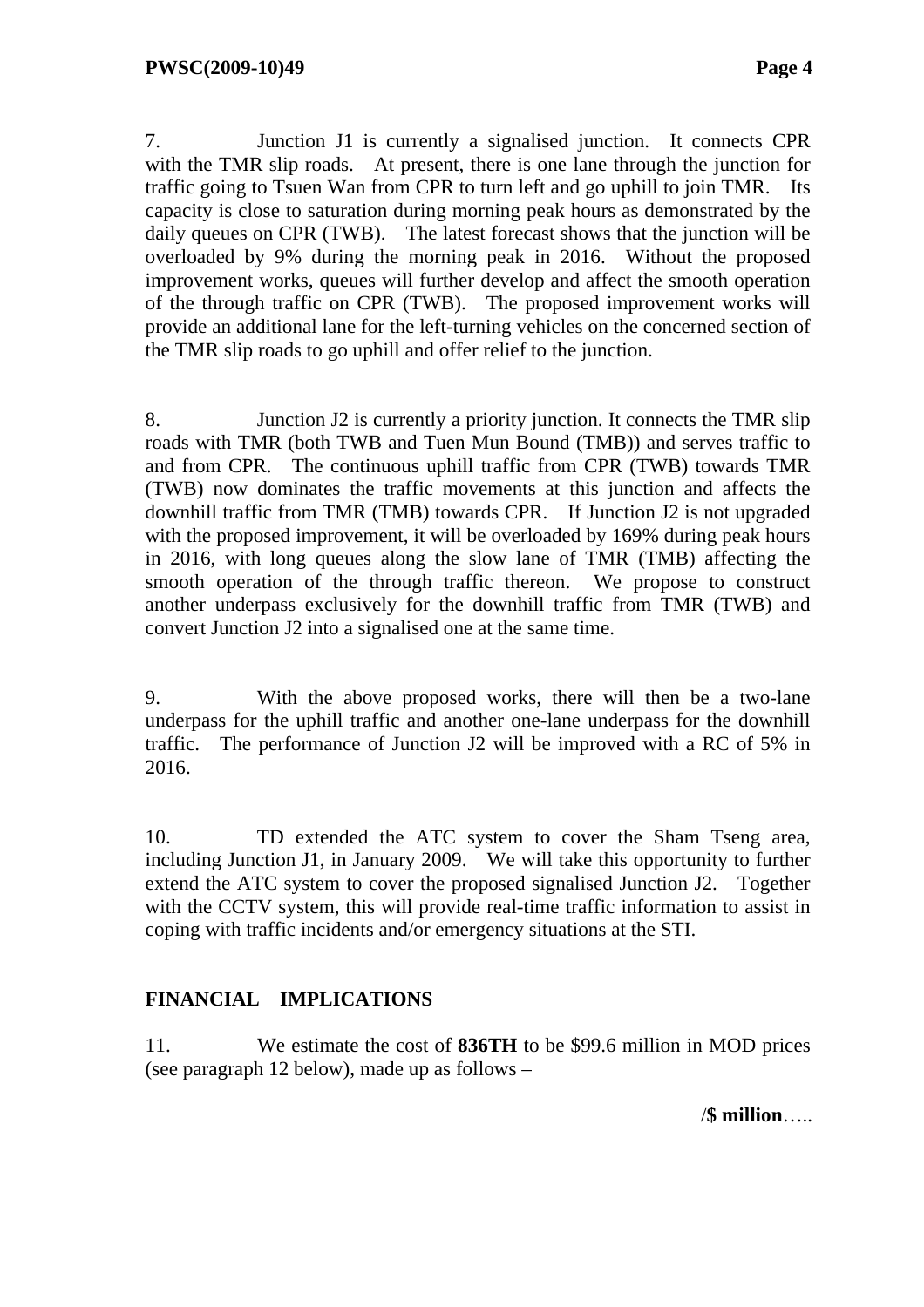7. Junction J1 is currently a signalised junction. It connects CPR with the TMR slip roads. At present, there is one lane through the junction for traffic going to Tsuen Wan from CPR to turn left and go uphill to join TMR. Its capacity is close to saturation during morning peak hours as demonstrated by the daily queues on CPR (TWB). The latest forecast shows that the junction will be overloaded by 9% during the morning peak in 2016. Without the proposed improvement works, queues will further develop and affect the smooth operation of the through traffic on CPR (TWB). The proposed improvement works will provide an additional lane for the left-turning vehicles on the concerned section of the TMR slip roads to go uphill and offer relief to the junction.

8. Junction J2 is currently a priority junction. It connects the TMR slip roads with TMR (both TWB and Tuen Mun Bound (TMB)) and serves traffic to and from CPR. The continuous uphill traffic from CPR (TWB) towards TMR (TWB) now dominates the traffic movements at this junction and affects the downhill traffic from TMR (TMB) towards CPR. If Junction J2 is not upgraded with the proposed improvement, it will be overloaded by 169% during peak hours in 2016, with long queues along the slow lane of TMR (TMB) affecting the smooth operation of the through traffic thereon. We propose to construct another underpass exclusively for the downhill traffic from TMR (TWB) and convert Junction J2 into a signalised one at the same time.

9. With the above proposed works, there will then be a two-lane underpass for the uphill traffic and another one-lane underpass for the downhill traffic. The performance of Junction J2 will be improved with a RC of 5% in 2016.

10. TD extended the ATC system to cover the Sham Tseng area, including Junction J1, in January 2009. We will take this opportunity to further extend the ATC system to cover the proposed signalised Junction J2. Together with the CCTV system, this will provide real-time traffic information to assist in coping with traffic incidents and/or emergency situations at the STI.

## FINANCIAL IMPLICATIONS

11. We estimate the cost of **836TH** to be $99.6 million in MOD prices (see paragraph 12 below), made up as follows –

/**$ million**…..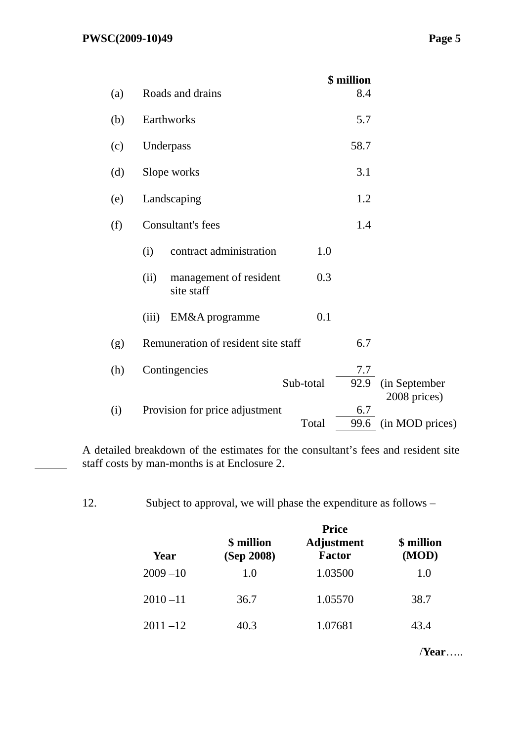| | | | | $ million | |
|---|---|---|---|---|---|
| (a) | Roads and drains | | | 8.4 | |
| (b) | Earthworks | | | 5.7 | |
| (c) | Underpass | | | 58.7 | |
| (d) | Slope works | | | 3.1 | |
| (e) | Landscaping | | | 1.2 | |
| (f) | Consultant's fees | | | 1.4 | |
| | (i) | contract administration | 1.0 | | |
| | (ii) | management of resident site staff | 0.3 | | |
| | (iii) | EM&A programme | 0.1 | | |
| (g) | Remuneration of resident site staff | | | 6.7 | |
| (h) | Contingencies | | | 7.7 | |
| | | | Sub-total | 92.9 | (in September 2008 prices) |
| (i) | Provision for price adjustment | | | 6.7 | |
| | | | Total | 99.6 | (in MOD prices) |

A detailed breakdown of the estimates for the consultant's fees and resident site staff costs by man-months is at Enclosure 2.

12. Subject to approval, we will phase the expenditure as follows –

| Year | $ million (Sep 2008) | Price Adjustment Factor | $ million (MOD) |
|---|---|---|---|
| 2009 –10 | 1.0 | 1.03500 | 1.0 |
| 2010 –11 | 36.7 | 1.05570 | 38.7 |
| 2011 –12 | 40.3 | 1.07681 | 43.4 |

/**Year**…..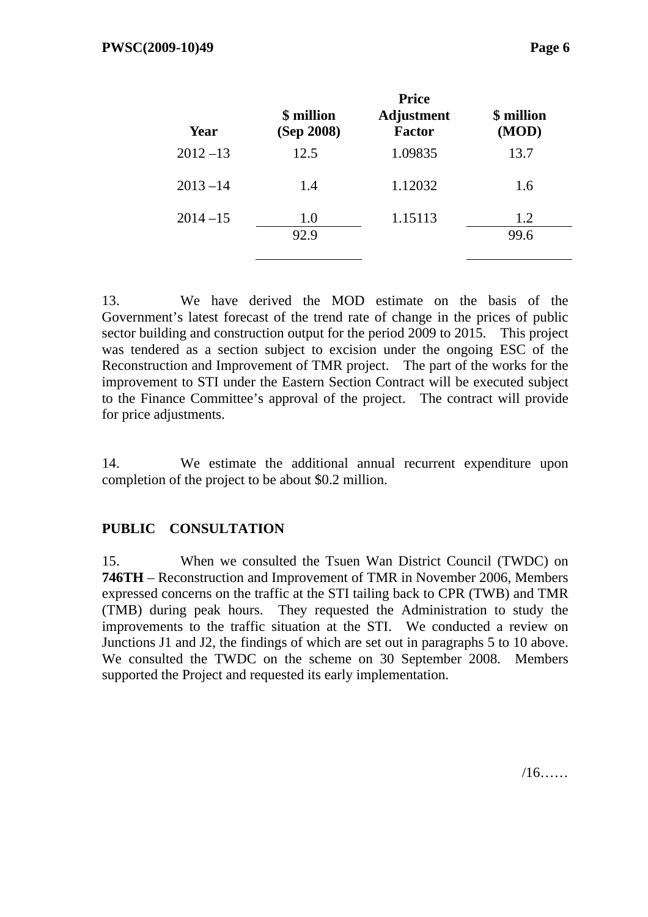| Year | \$ million (Sep 2008) | Price Adjustment Factor | \$ million (MOD) |
|---|---|---|---|
| 2012 –13 | 12.5 | 1.09835 | 13.7 |
| 2013 –14 | 1.4 | 1.12032 | 1.6 |
| 2014 –15 | 1.0 | 1.15113 | 1.2 |
| | 92.9 | | 99.6 |

13. We have derived the MOD estimate on the basis of the Government's latest forecast of the trend rate of change in the prices of public sector building and construction output for the period 2009 to 2015. This project was tendered as a section subject to excision under the ongoing ESC of the Reconstruction and Improvement of TMR project. The part of the works for the improvement to STI under the Eastern Section Contract will be executed subject to the Finance Committee's approval of the project. The contract will provide for price adjustments.

14. We estimate the additional annual recurrent expenditure upon completion of the project to be about $0.2 million.

## PUBLIC CONSULTATION

15. When we consulted the Tsuen Wan District Council (TWDC) on **746TH** – Reconstruction and Improvement of TMR in November 2006, Members expressed concerns on the traffic at the STI tailing back to CPR (TWB) and TMR (TMB) during peak hours. They requested the Administration to study the improvements to the traffic situation at the STI. We conducted a review on Junctions J1 and J2, the findings of which are set out in paragraphs 5 to 10 above. We consulted the TWDC on the scheme on 30 September 2008. Members supported the Project and requested its early implementation.

/16……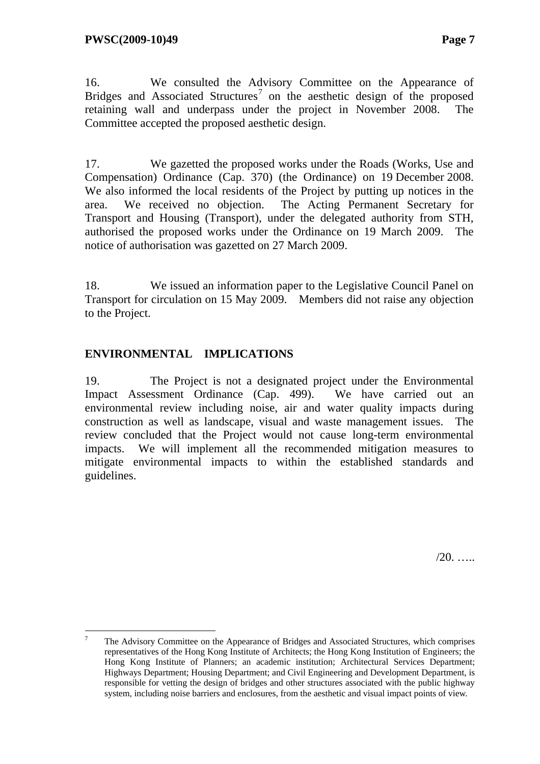16. We consulted the Advisory Committee on the Appearance of Bridges and Associated Structures[7] on the aesthetic design of the proposed retaining wall and underpass under the project in November 2008. The Committee accepted the proposed aesthetic design.

17. We gazetted the proposed works under the Roads (Works, Use and Compensation) Ordinance (Cap. 370) (the Ordinance) on 19 December 2008. We also informed the local residents of the Project by putting up notices in the area. We received no objection. The Acting Permanent Secretary for Transport and Housing (Transport), under the delegated authority from STH, authorised the proposed works under the Ordinance on 19 March 2009. The notice of authorisation was gazetted on 27 March 2009.

18. We issued an information paper to the Legislative Council Panel on Transport for circulation on 15 May 2009. Members did not raise any objection to the Project.

## ENVIRONMENTAL IMPLICATIONS

19. The Project is not a designated project under the Environmental Impact Assessment Ordinance (Cap. 499). We have carried out an environmental review including noise, air and water quality impacts during construction as well as landscape, visual and waste management issues. The review concluded that the Project would not cause long-term environmental impacts. We will implement all the recommended mitigation measures to mitigate environmental impacts to within the established standards and guidelines.

/20. …..

---

[7] The Advisory Committee on the Appearance of Bridges and Associated Structures, which comprises representatives of the Hong Kong Institute of Architects; the Hong Kong Institution of Engineers; the Hong Kong Institute of Planners; an academic institution; Architectural Services Department; Highways Department; Housing Department; and Civil Engineering and Development Department, is responsible for vetting the design of bridges and other structures associated with the public highway system, including noise barriers and enclosures, from the aesthetic and visual impact points of view.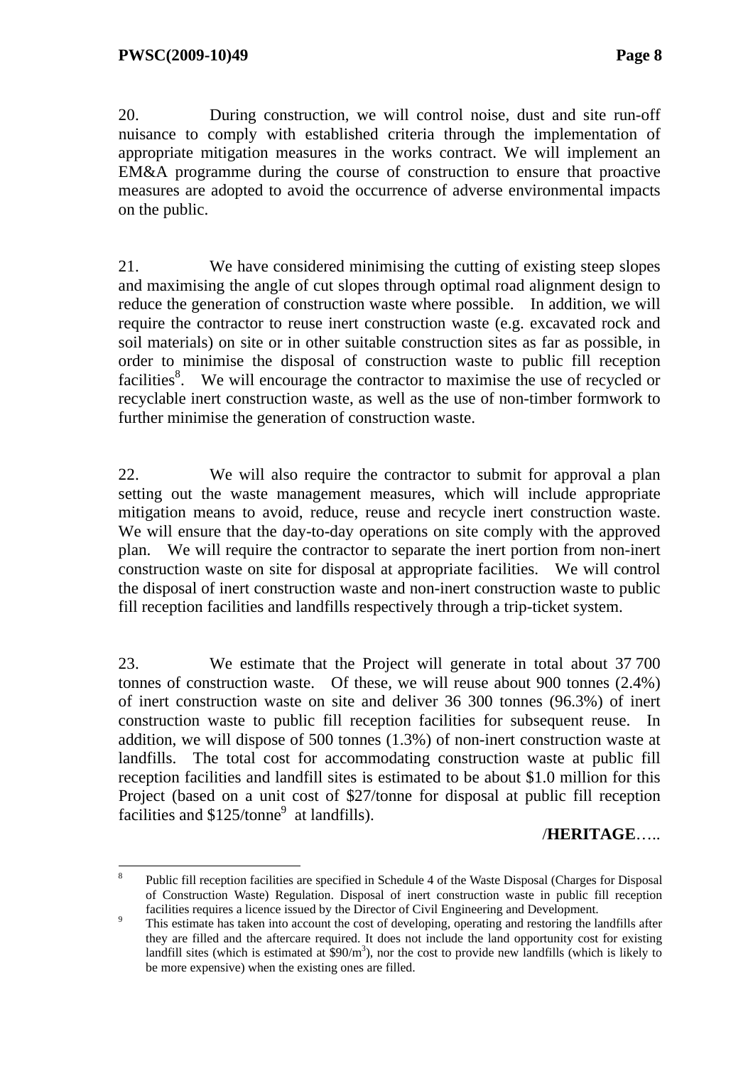20. During construction, we will control noise, dust and site run-off nuisance to comply with established criteria through the implementation of appropriate mitigation measures in the works contract. We will implement an EM&A programme during the course of construction to ensure that proactive measures are adopted to avoid the occurrence of adverse environmental impacts on the public.

21. We have considered minimising the cutting of existing steep slopes and maximising the angle of cut slopes through optimal road alignment design to reduce the generation of construction waste where possible. In addition, we will require the contractor to reuse inert construction waste (e.g. excavated rock and soil materials) on site or in other suitable construction sites as far as possible, in order to minimise the disposal of construction waste to public fill reception facilities[8]. We will encourage the contractor to maximise the use of recycled or recyclable inert construction waste, as well as the use of non-timber formwork to further minimise the generation of construction waste.

22. We will also require the contractor to submit for approval a plan setting out the waste management measures, which will include appropriate mitigation means to avoid, reduce, reuse and recycle inert construction waste. We will ensure that the day-to-day operations on site comply with the approved plan. We will require the contractor to separate the inert portion from non-inert construction waste on site for disposal at appropriate facilities. We will control the disposal of inert construction waste and non-inert construction waste to public fill reception facilities and landfills respectively through a trip-ticket system.

23. We estimate that the Project will generate in total about 37 700 tonnes of construction waste. Of these, we will reuse about 900 tonnes (2.4%) of inert construction waste on site and deliver 36 300 tonnes (96.3%) of inert construction waste to public fill reception facilities for subsequent reuse. In addition, we will dispose of 500 tonnes (1.3%) of non-inert construction waste at landfills. The total cost for accommodating construction waste at public fill reception facilities and landfill sites is estimated to be about $1.0 million for this Project (based on a unit cost of $27/tonne for disposal at public fill reception facilities and $125/tonne[9] at landfills).

/**HERITAGE**…..

---

[8] Public fill reception facilities are specified in Schedule 4 of the Waste Disposal (Charges for Disposal of Construction Waste) Regulation. Disposal of inert construction waste in public fill reception facilities requires a licence issued by the Director of Civil Engineering and Development.

[9] This estimate has taken into account the cost of developing, operating and restoring the landfills after they are filled and the aftercare required. It does not include the land opportunity cost for existing landfill sites (which is estimated at $\$90/m^3$), nor the cost to provide new landfills (which is likely to be more expensive) when the existing ones are filled.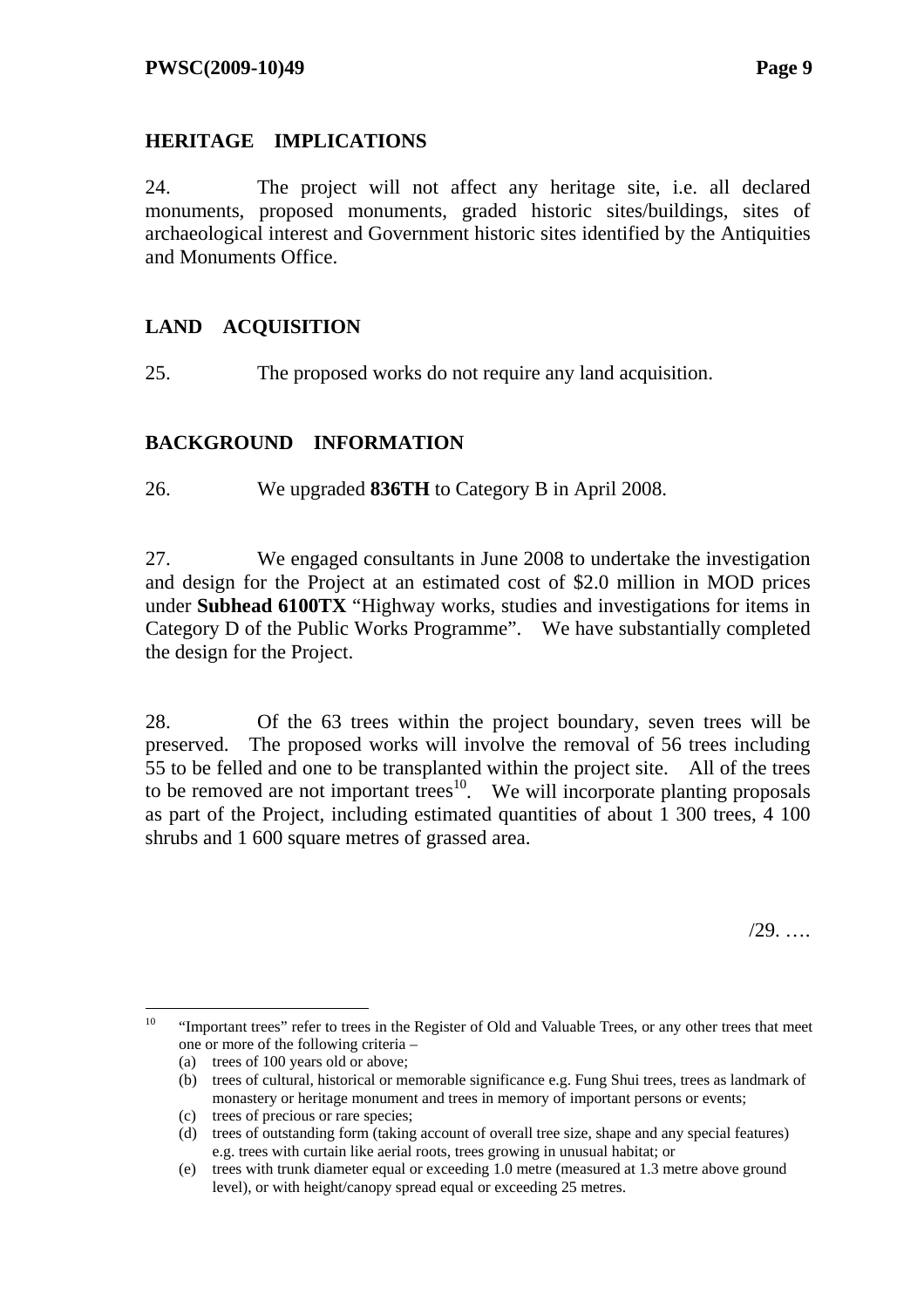## HERITAGE IMPLICATIONS

24. The project will not affect any heritage site, i.e. all declared monuments, proposed monuments, graded historic sites/buildings, sites of archaeological interest and Government historic sites identified by the Antiquities and Monuments Office.

## LAND ACQUISITION

25. The proposed works do not require any land acquisition.

## BACKGROUND INFORMATION

26. We upgraded **836TH** to Category B in April 2008.

27. We engaged consultants in June 2008 to undertake the investigation and design for the Project at an estimated cost of $2.0 million in MOD prices under **Subhead 6100TX** "Highway works, studies and investigations for items in Category D of the Public Works Programme". We have substantially completed the design for the Project.

28. Of the 63 trees within the project boundary, seven trees will be preserved. The proposed works will involve the removal of 56 trees including 55 to be felled and one to be transplanted within the project site. All of the trees to be removed are not important trees[10]. We will incorporate planting proposals as part of the Project, including estimated quantities of about 1 300 trees, 4 100 shrubs and 1 600 square metres of grassed area.

/29. ….

---

[10] "Important trees" refer to trees in the Register of Old and Valuable Trees, or any other trees that meet one or more of the following criteria –

(a) trees of 100 years old or above;

(b) trees of cultural, historical or memorable significance e.g. Fung Shui trees, trees as landmark of monastery or heritage monument and trees in memory of important persons or events;

(c) trees of precious or rare species;

(d) trees of outstanding form (taking account of overall tree size, shape and any special features) e.g. trees with curtain like aerial roots, trees growing in unusual habitat; or

(e) trees with trunk diameter equal or exceeding 1.0 metre (measured at 1.3 metre above ground level), or with height/canopy spread equal or exceeding 25 metres.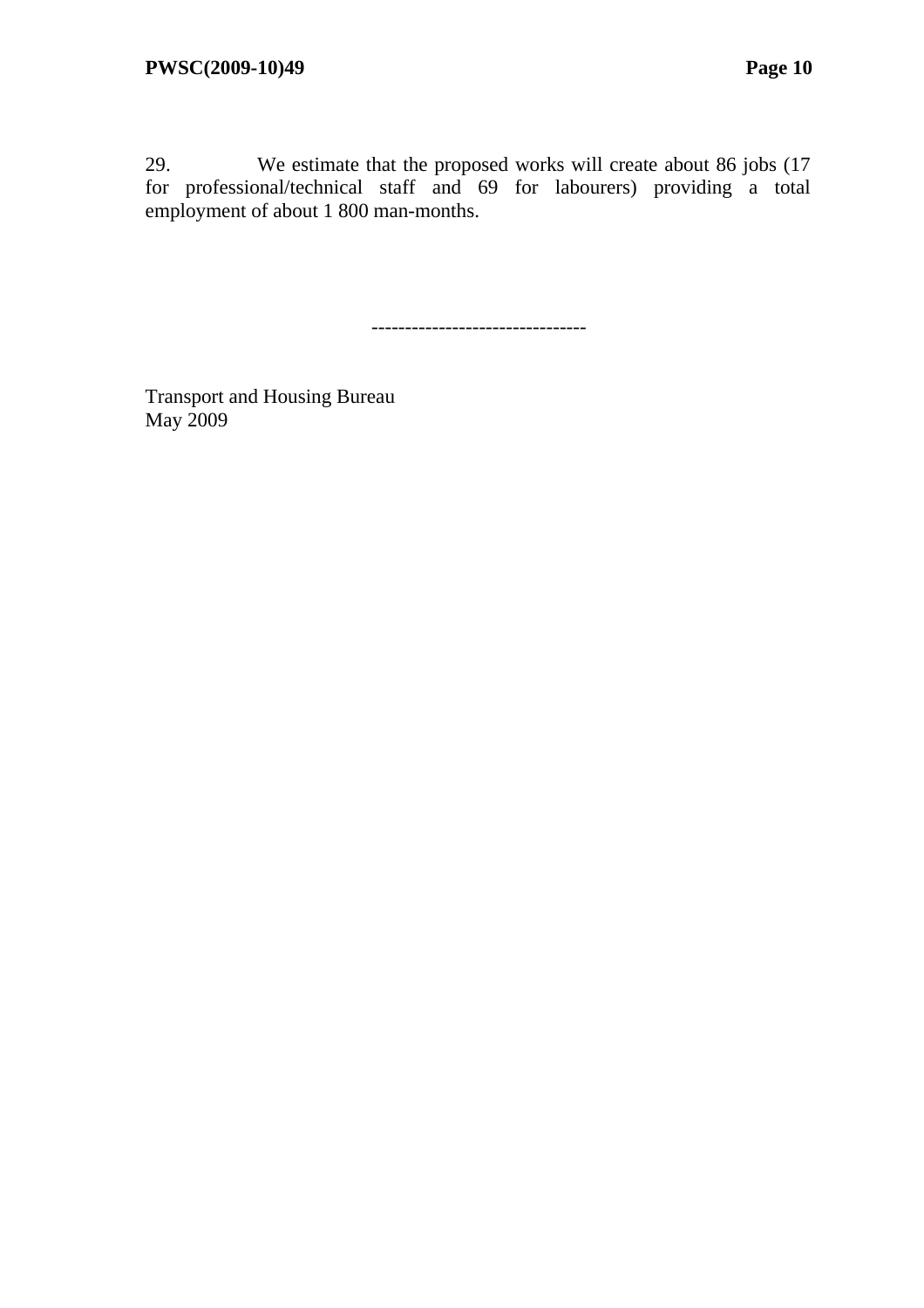29. We estimate that the proposed works will create about 86 jobs (17 for professional/technical staff and 69 for labourers) providing a total employment of about 1 800 man-months.

--------------------------------

Transport and Housing Bureau
May 2009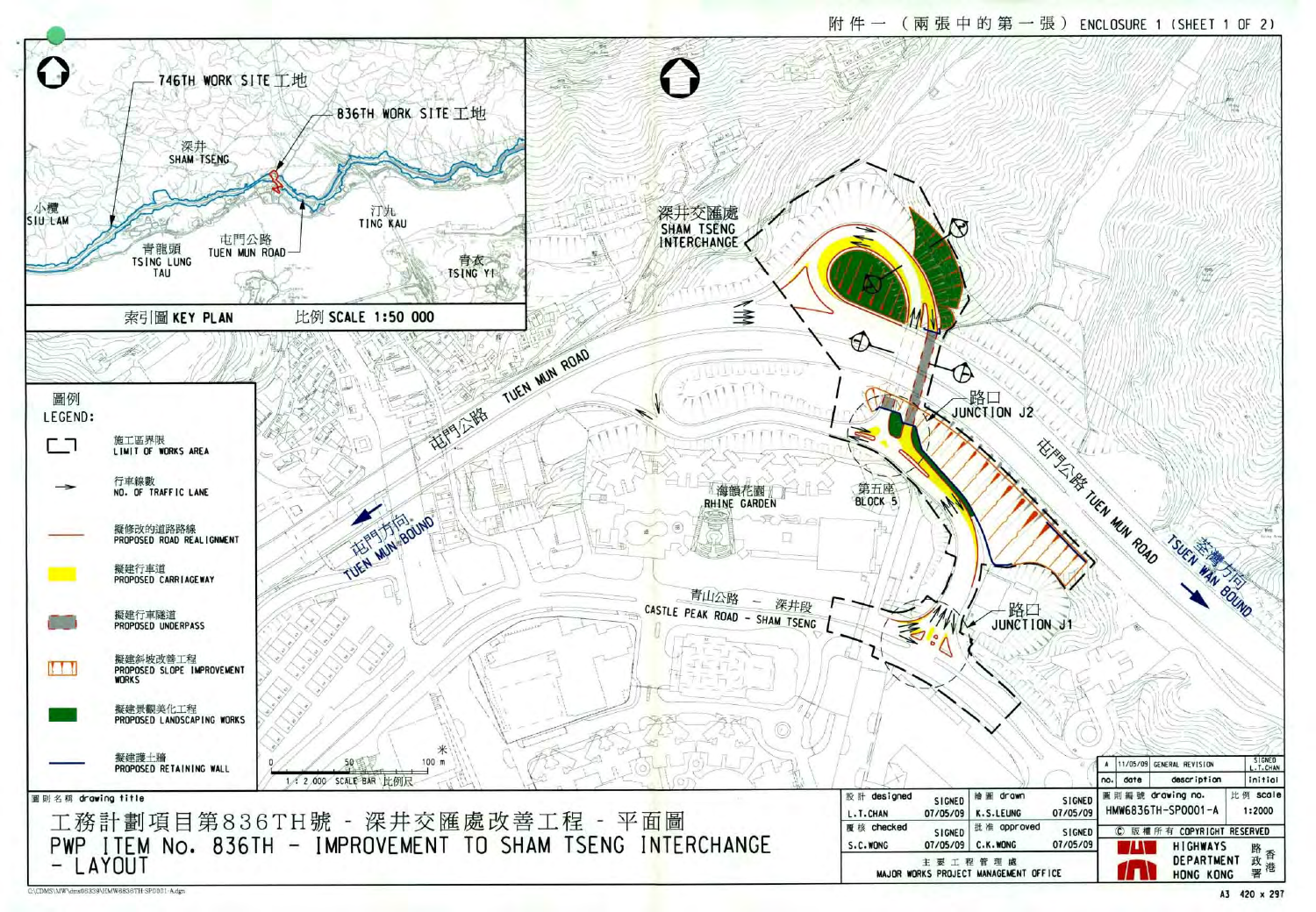附件一（兩張中的第一張） ENCLOSURE 1 (SHEET 1 OF 2)

746TH WORK SITE 工地

836TH WORK SITE 工地

深井 SHAM TSENG

小欖 SIU LAM

青龍頭 TSING LUNG TAU

屯門公路 TUEN MUN ROAD

汀九 TING KAU

青衣 TSING YI

索引圖 KEY PLAN　　比例 SCALE 1:50 000

深井交匯處 SHAM TSENG INTERCHANGE

屯門公路 TUEN MUN ROAD

路口 JUNCTION J2

海韻花園 RHINE GARDEN

第五座 BLOCK 5

屯門方向 TUEN MUN BOUND

荃灣方向 TSUEN WAN BOUND

青山公路 — 深井段 CASTLE PEAK ROAD - SHAM TSENG

路口 JUNCTION J1

## 圖例 LEGEND:

- 施工區界限 LIMIT OF WORKS AREA
- 行車線數 NO. OF TRAFFIC LANE
- 擬修改的道路路線 PROPOSED ROAD REALIGNMENT
- 擬建行車道 PROPOSED CARRIAGEWAY
- 擬建行車隧道 PROPOSED UNDERPASS
- 擬建斜坡改善工程 PROPOSED SLOPE IMPROVEMENT WORKS
- 擬建景觀美化工程 PROPOSED LANDSCAPING WORKS
- 擬建護土牆 PROPOSED RETAINING WALL

0　50　100 m

1 : 2 000 SCALE BAR 比例尺

| A | 11/05/09 | GENERAL REVISION | SIGNED L.T.CHAN |
|---|---|---|---|
| no. | date | description | initial |

圖則名稱 drawing title

# 工務計劃項目第836TH號 - 深井交匯處改善工程 - 平面圖
# PWP ITEM No. 836TH - IMPROVEMENT TO SHAM TSENG INTERCHANGE - LAYOUT

| 設計 designed | | 繪圖 drawn | |
|---|---|---|---|
| L.T.CHAN | SIGNED 07/05/09 | K.S.LEUNG | SIGNED 07/05/09 |
| 覆核 checked | | 批准 approved | |
| S.C.WONG | SIGNED 07/05/09 | C.K.WONG | SIGNED 07/05/09 |

主要工程管理處 MAJOR WORKS PROJECT MANAGEMENT OFFICE

圖則編號 drawing no. HMW6836TH-SP0001-A　比例 scale 1:2000

© 版權所有 COPYRIGHT RESERVED

路政署 HIGHWAYS DEPARTMENT 香港 HONG KONG

A3 420 x 297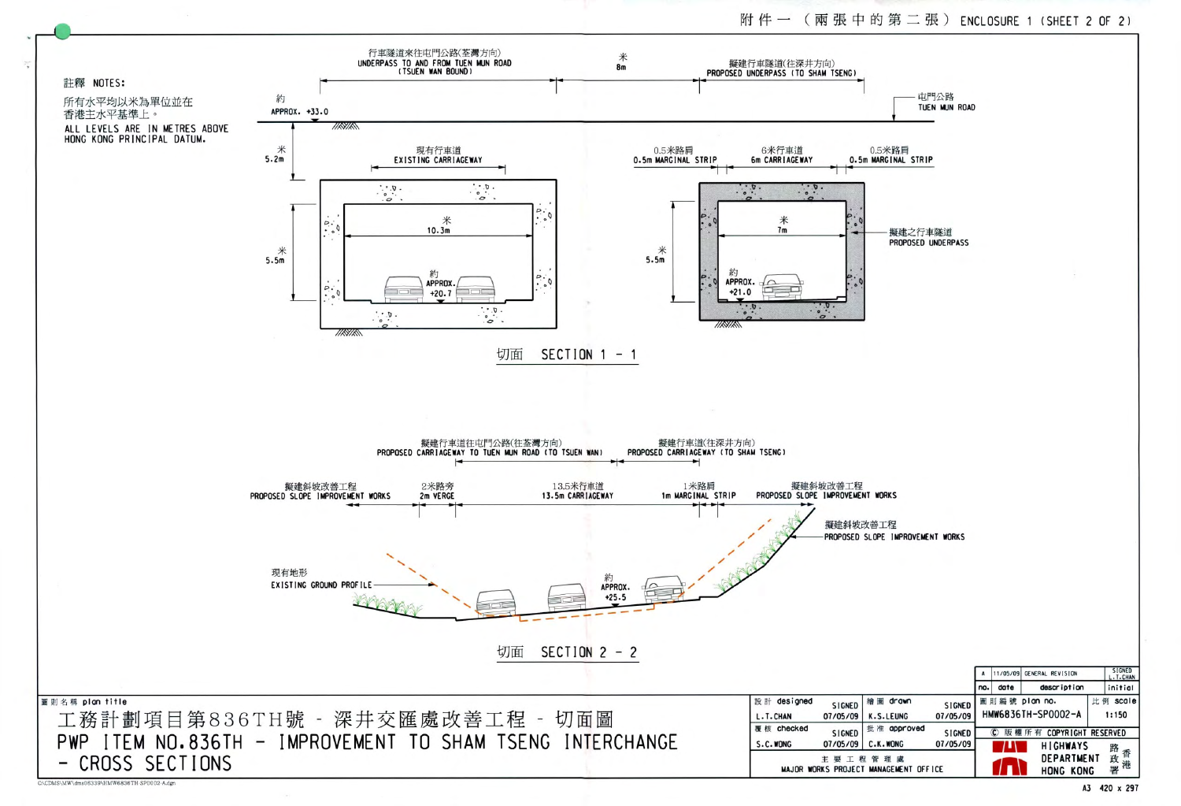附件一（兩張中的第二張） ENCLOSURE 1 (SHEET 2 OF 2)

註釋 NOTES:

所有水平均以米為單位並在香港主水平基準上。

ALL LEVELS ARE IN METRES ABOVE HONG KONG PRINCIPAL DATUM.

行車隧道來往屯門公路(荃灣方向) UNDERPASS TO AND FROM TUEN MUN ROAD (TSUEN WAN BOUND)

米 8m

擬建行車隧道(往深井方向) PROPOSED UNDERPASS (TO SHAM TSENG)

約 APPROX. +33.0

屯門公路 TUEN MUN ROAD

米 5.2m

現有行車道 EXISTING CARRIAGEWAY

米 10.3m

米 5.5m

約 APPROX. +20.7

0.5米路肩 0.5m MARGINAL STRIP

6米行車道 6m CARRIAGEWAY

0.5米路肩 0.5m MARGINAL STRIP

米 7m

米 5.5m

約 APPROX. +21.0

擬建之行車隧道 PROPOSED UNDERPASS

切面 SECTION 1 - 1

擬建行車道往屯門公路(往荃灣方向) PROPOSED CARRIAGEWAY TO TUEN MUN ROAD (TO TSUEN WAN)

擬建行車道(往深井方向) PROPOSED CARRIAGEWAY (TO SHAM TSENG)

擬建斜坡改善工程 PROPOSED SLOPE IMPROVEMENT WORKS

2米路旁 2m VERGE

13.5米行車道 13.5m CARRIAGEWAY

1米路肩 1m MARGINAL STRIP

擬建斜坡改善工程 PROPOSED SLOPE IMPROVEMENT WORKS

擬建斜坡改善工程 PROPOSED SLOPE IMPROVEMENT WORKS

現有地形 EXISTING GROUND PROFILE

約 APPROX. +25.5

切面 SECTION 2 - 2

| no. | date | description | initial |
|---|---|---|---|
| A | 11/05/09 | GENERAL REVISION | SIGNED L.T.CHAN |

圖則名稱 plan title

工務計劃項目第836TH號 - 深井交匯處改善工程 - 切面圖

PWP ITEM NO.836TH - IMPROVEMENT TO SHAM TSENG INTERCHANGE - CROSS SECTIONS

| 設計 designed | | 繪圖 drawn | |
|---|---|---|---|
| L.T.CHAN | SIGNED 07/05/09 | K.S.LEUNG | SIGNED 07/05/09 |
| 覆核 checked | | 批准 approved | |
| S.C.WONG | SIGNED 07/05/09 | C.K.WONG | SIGNED 07/05/09 |

主要工程管理處 MAJOR WORKS PROJECT MANAGEMENT OFFICE

圖則編號 plan no. HMW6836TH-SP0002-A

比例 scale 1:150

© 版權所有 COPYRIGHT RESERVED

香港路政署 HIGHWAYS DEPARTMENT HONG KONG

A3 420 x 297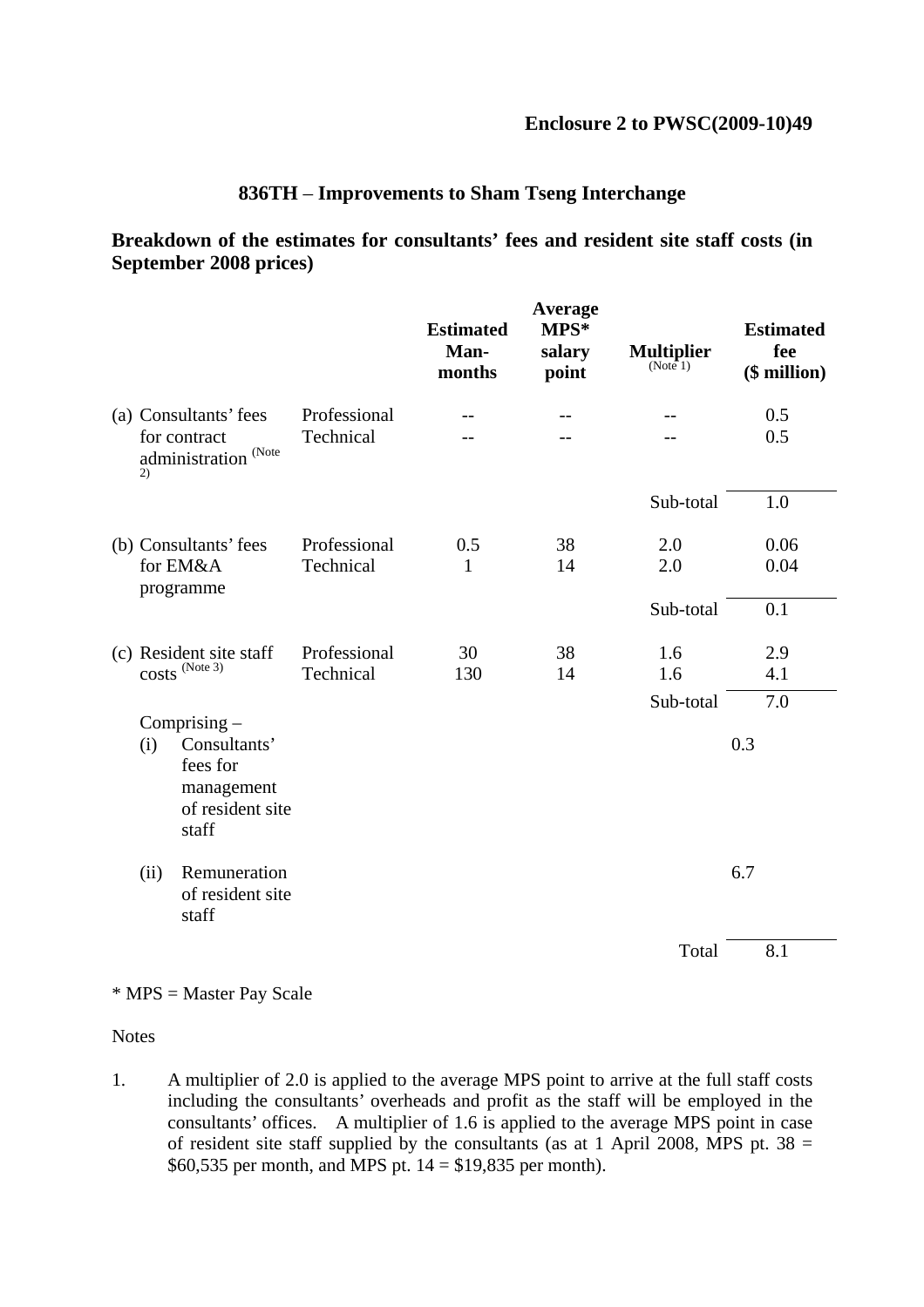**Enclosure 2 to PWSC(2009-10)49**

## 836TH – Improvements to Sham Tseng Interchange

**Breakdown of the estimates for consultants' fees and resident site staff costs (in September 2008 prices)**

| | | Estimated Man-months | Average MPS* salary point | Multiplier (Note 1) | Estimated fee ($ million) |
|---|---|---|---|---|---|
| (a) Consultants' fees for contract administration (Note 2) | Professional | -- | -- | -- | 0.5 |
| | Technical | -- | -- | -- | 0.5 |
| | | | | Sub-total | 1.0 |
| (b) Consultants' fees for EM&A programme | Professional | 0.5 | 38 | 2.0 | 0.06 |
| | Technical | 1 | 14 | 2.0 | 0.04 |
| | | | | Sub-total | 0.1 |
| (c) Resident site staff costs (Note 3) | Professional | 30 | 38 | 1.6 | 2.9 |
| | Technical | 130 | 14 | 1.6 | 4.1 |
| | | | | Sub-total | 7.0 |
| Comprising – | | | | | |
| (i) Consultants' fees for management of resident site staff | | | | | 0.3 |
| (ii) Remuneration of resident site staff | | | | | 6.7 |
| | | | | Total | 8.1 |

\* MPS = Master Pay Scale

Notes

1. A multiplier of 2.0 is applied to the average MPS point to arrive at the full staff costs including the consultants' overheads and profit as the staff will be employed in the consultants' offices. A multiplier of 1.6 is applied to the average MPS point in case of resident site staff supplied by the consultants (as at 1 April 2008, MPS pt. 38 = $60,535 per month, and MPS pt. 14 = $19,835 per month).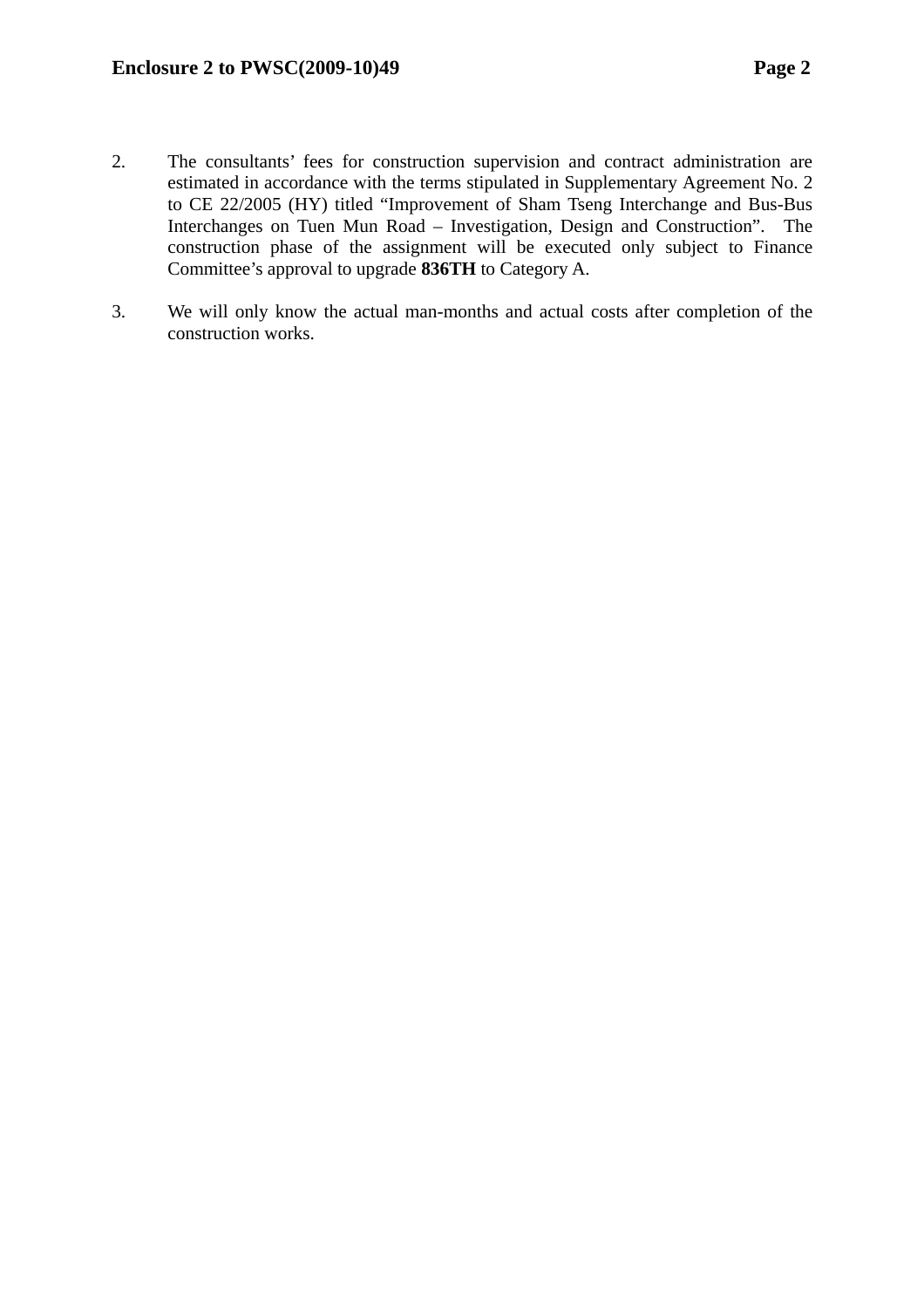2. The consultants' fees for construction supervision and contract administration are estimated in accordance with the terms stipulated in Supplementary Agreement No. 2 to CE 22/2005 (HY) titled "Improvement of Sham Tseng Interchange and Bus-Bus Interchanges on Tuen Mun Road – Investigation, Design and Construction". The construction phase of the assignment will be executed only subject to Finance Committee's approval to upgrade **836TH** to Category A.

3. We will only know the actual man-months and actual costs after completion of the construction works.